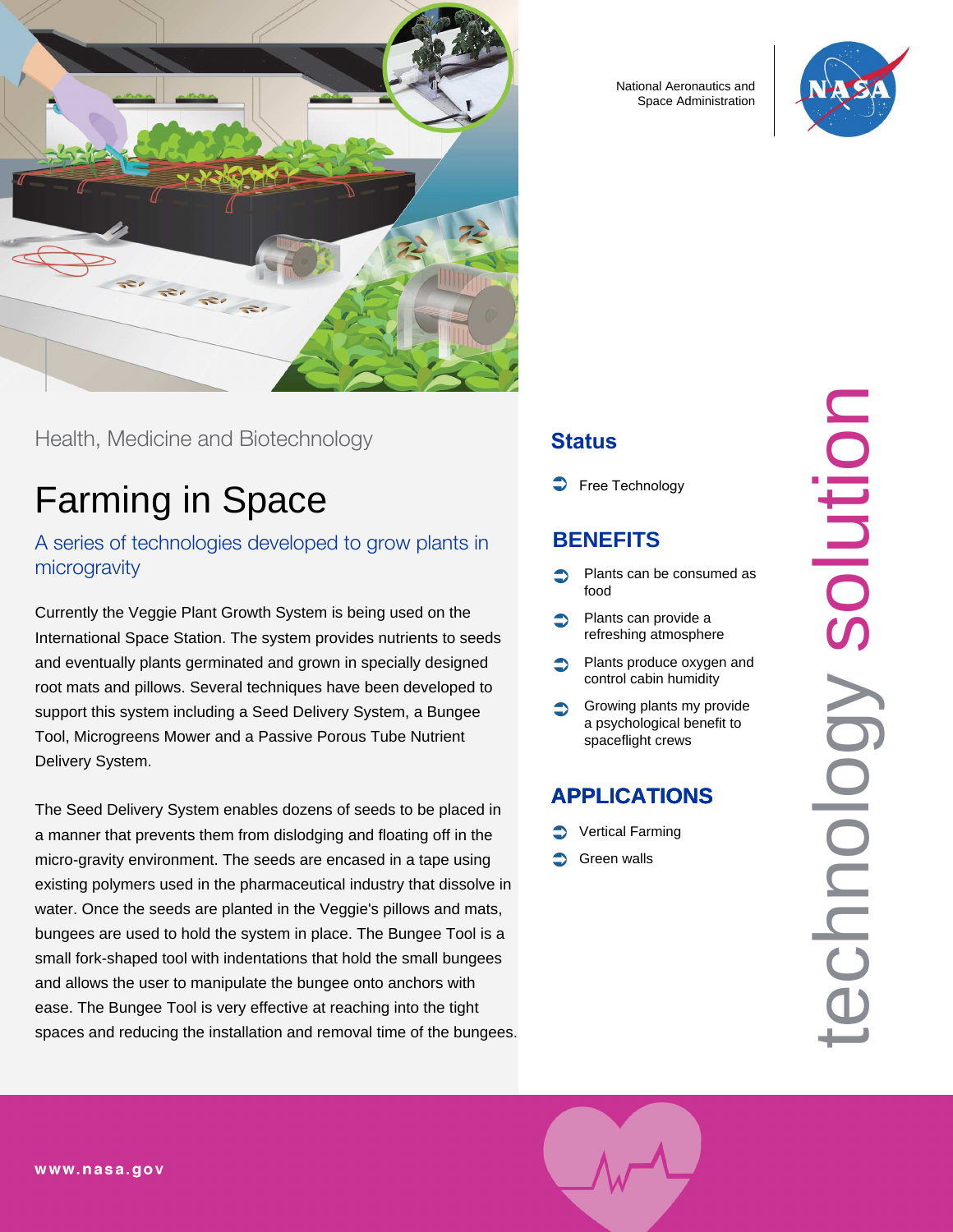National Aeronautics and Space Administration

Health, Medicine and Biotechnology

# Farming in Space

## A series of technologies developed to grow plants in microgravity

Currently the Veggie Plant Growth System is being used on the International Space Station. The system provides nutrients to seeds and eventually plants germinated and grown in specially designed root mats and pillows. Several techniques have been developed to support this system including a Seed Delivery System, a Bungee Tool, Microgreens Mower and a Passive Porous Tube Nutrient Delivery System.

The Seed Delivery System enables dozens of seeds to be placed in a manner that prevents them from dislodging and floating off in the micro-gravity environment. The seeds are encased in a tape using existing polymers used in the pharmaceutical industry that dissolve in water. Once the seeds are planted in the Veggie's pillows and mats, bungees are used to hold the system in place. The Bungee Tool is a small fork-shaped tool with indentations that hold the small bungees and allows the user to manipulate the bungee onto anchors with ease. The Bungee Tool is very effective at reaching into the tight spaces and reducing the installation and removal time of the bungees.

## Status

- Free Technology

## BENEFITS

- Plants can be consumed as food
- Plants can provide a refreshing atmosphere
- Plants produce oxygen and control cabin humidity
- Growing plants my provide a psychological benefit to spaceflight crews

## APPLICATIONS

- Vertical Farming
- Green walls

technology solution

www.nasa.gov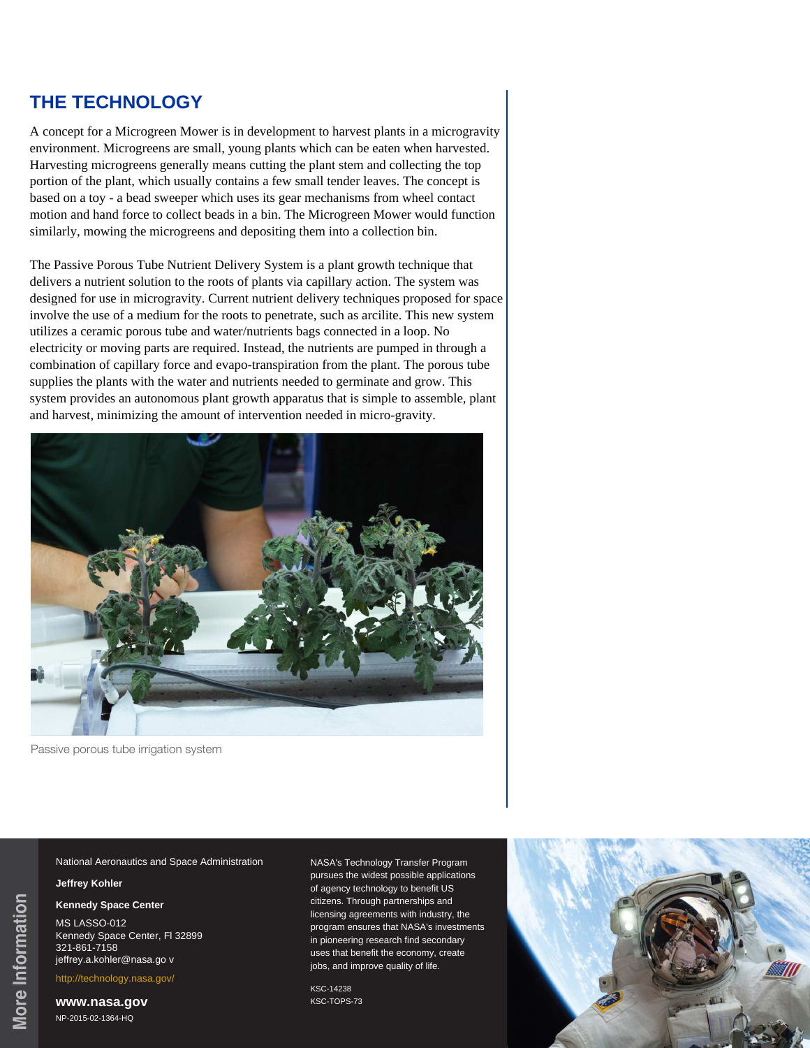## THE TECHNOLOGY

A concept for a Microgreen Mower is in development to harvest plants in a microgravity environment. Microgreens are small, young plants which can be eaten when harvested. Harvesting microgreens generally means cutting the plant stem and collecting the top portion of the plant, which usually contains a few small tender leaves. The concept is based on a toy - a bead sweeper which uses its gear mechanisms from wheel contact motion and hand force to collect beads in a bin. The Microgreen Mower would function similarly, mowing the microgreens and depositing them into a collection bin.

The Passive Porous Tube Nutrient Delivery System is a plant growth technique that delivers a nutrient solution to the roots of plants via capillary action. The system was designed for use in microgravity. Current nutrient delivery techniques proposed for space involve the use of a medium for the roots to penetrate, such as arcilite. This new system utilizes a ceramic porous tube and water/nutrients bags connected in a loop. No electricity or moving parts are required. Instead, the nutrients are pumped in through a combination of capillary force and evapo-transpiration from the plant. The porous tube supplies the plants with the water and nutrients needed to germinate and grow. This system provides an autonomous plant growth apparatus that is simple to assemble, plant and harvest, minimizing the amount of intervention needed in micro-gravity.

Passive porous tube irrigation system

**More Information**

National Aeronautics and Space Administration

**Jeffrey Kohler**

**Kennedy Space Center**

MS LASSO-012
Kennedy Space Center, Fl 32899
321-861-7158
jeffrey.a.kohler@nasa.go v

http://technology.nasa.gov/

**www.nasa.gov**

NP-2015-02-1364-HQ

NASA's Technology Transfer Program pursues the widest possible applications of agency technology to benefit US citizens. Through partnerships and licensing agreements with industry, the program ensures that NASA's investments in pioneering research find secondary uses that benefit the economy, create jobs, and improve quality of life.

KSC-14238
KSC-TOPS-73